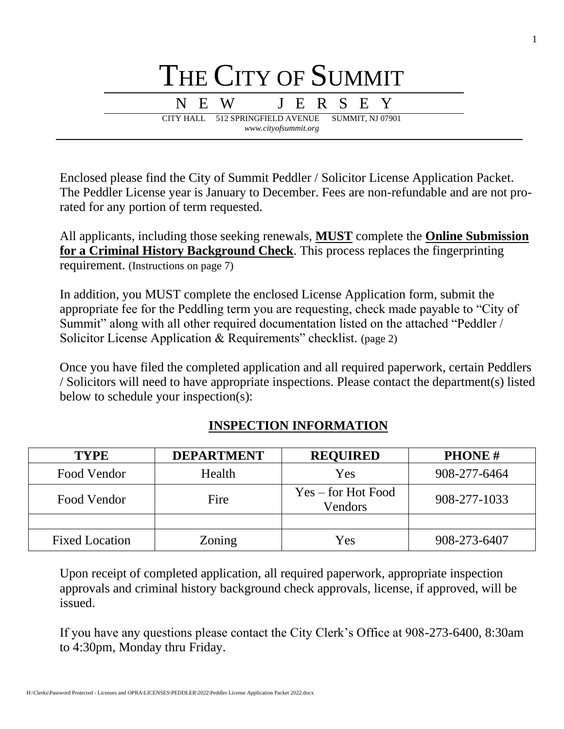# The City of Summit

## NEW JERSEY

CITY HALL 512 SPRINGFIELD AVENUE SUMMIT, NJ 07901

*www.cityofsummit.org*

Enclosed please find the City of Summit Peddler / Solicitor License Application Packet. The Peddler License year is January to December. Fees are non-refundable and are not pro-rated for any portion of term requested.

All applicants, including those seeking renewals, **MUST** complete the **Online Submission for a Criminal History Background Check**. This process replaces the fingerprinting requirement. (Instructions on page 7)

In addition, you MUST complete the enclosed License Application form, submit the appropriate fee for the Peddling term you are requesting, check made payable to "City of Summit" along with all other required documentation listed on the attached "Peddler / Solicitor License Application & Requirements" checklist. (page 2)

Once you have filed the completed application and all required paperwork, certain Peddlers / Solicitors will need to have appropriate inspections. Please contact the department(s) listed below to schedule your inspection(s):

## INSPECTION INFORMATION

| TYPE | DEPARTMENT | REQUIRED | PHONE # |
|---|---|---|---|
| Food Vendor | Health | Yes | 908-277-6464 |
| Food Vendor | Fire | Yes – for Hot Food Vendors | 908-277-1033 |
| | | | |
| Fixed Location | Zoning | Yes | 908-273-6407 |

Upon receipt of completed application, all required paperwork, appropriate inspection approvals and criminal history background check approvals, license, if approved, will be issued.

If you have any questions please contact the City Clerk's Office at 908-273-6400, 8:30am to 4:30pm, Monday thru Friday.

H:\Clerks\Password Protected - Licenses and OPRA\LICENSES\PEDDLER\2022\Peddler License Application Packet 2022.docx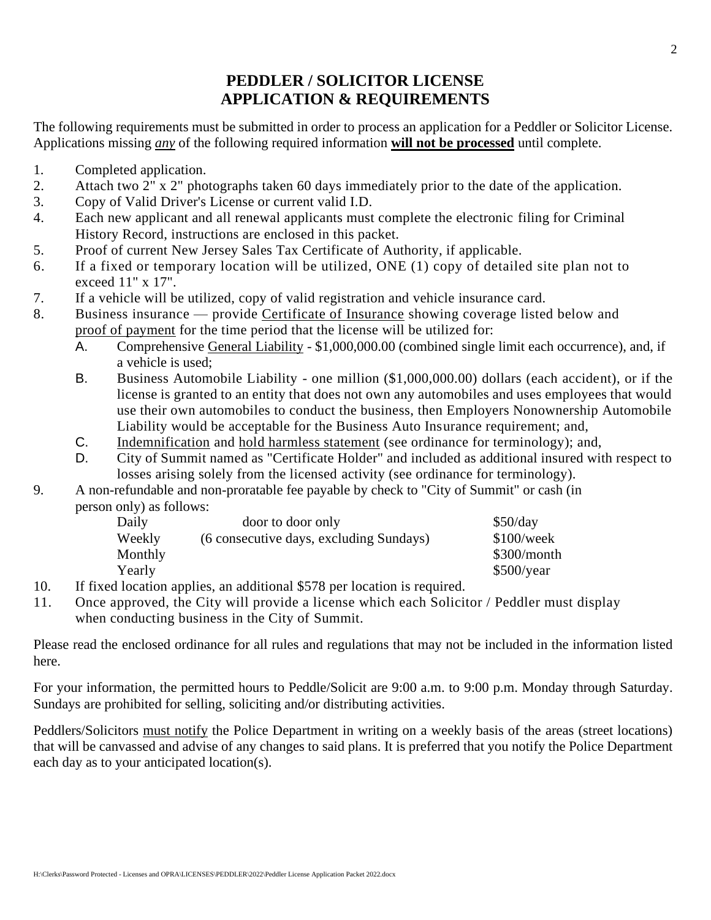# PEDDLER / SOLICITOR LICENSE APPLICATION & REQUIREMENTS

The following requirements must be submitted in order to process an application for a Peddler or Solicitor License. Applications missing *any* of the following required information **will not be processed** until complete.

1. Completed application.
2. Attach two 2" x 2" photographs taken 60 days immediately prior to the date of the application.
3. Copy of Valid Driver's License or current valid I.D.
4. Each new applicant and all renewal applicants must complete the electronic filing for Criminal History Record, instructions are enclosed in this packet.
5. Proof of current New Jersey Sales Tax Certificate of Authority, if applicable.
6. If a fixed or temporary location will be utilized, ONE (1) copy of detailed site plan not to exceed 11" x 17".
7. If a vehicle will be utilized, copy of valid registration and vehicle insurance card.
8. Business insurance — provide Certificate of Insurance showing coverage listed below and proof of payment for the time period that the license will be utilized for:
   A. Comprehensive General Liability - $1,000,000.00 (combined single limit each occurrence), and, if a vehicle is used;
   B. Business Automobile Liability - one million ($1,000,000.00) dollars (each accident), or if the license is granted to an entity that does not own any automobiles and uses employees that would use their own automobiles to conduct the business, then Employers Nonownership Automobile Liability would be acceptable for the Business Auto Insurance requirement; and,
   C. Indemnification and hold harmless statement (see ordinance for terminology); and,
   D. City of Summit named as "Certificate Holder" and included as additional insured with respect to losses arising solely from the licensed activity (see ordinance for terminology).
9. A non-refundable and non-proratable fee payable by check to "City of Summit" or cash (in person only) as follows:

| | | |
|---|---|---|
| Daily | door to door only | $50/day |
| Weekly | (6 consecutive days, excluding Sundays) | $100/week |
| Monthly | | $300/month |
| Yearly | | $500/year |

10. If fixed location applies, an additional $578 per location is required.
11. Once approved, the City will provide a license which each Solicitor / Peddler must display when conducting business in the City of Summit.

Please read the enclosed ordinance for all rules and regulations that may not be included in the information listed here.

For your information, the permitted hours to Peddle/Solicit are 9:00 a.m. to 9:00 p.m. Monday through Saturday. Sundays are prohibited for selling, soliciting and/or distributing activities.

Peddlers/Solicitors must notify the Police Department in writing on a weekly basis of the areas (street locations) that will be canvassed and advise of any changes to said plans. It is preferred that you notify the Police Department each day as to your anticipated location(s).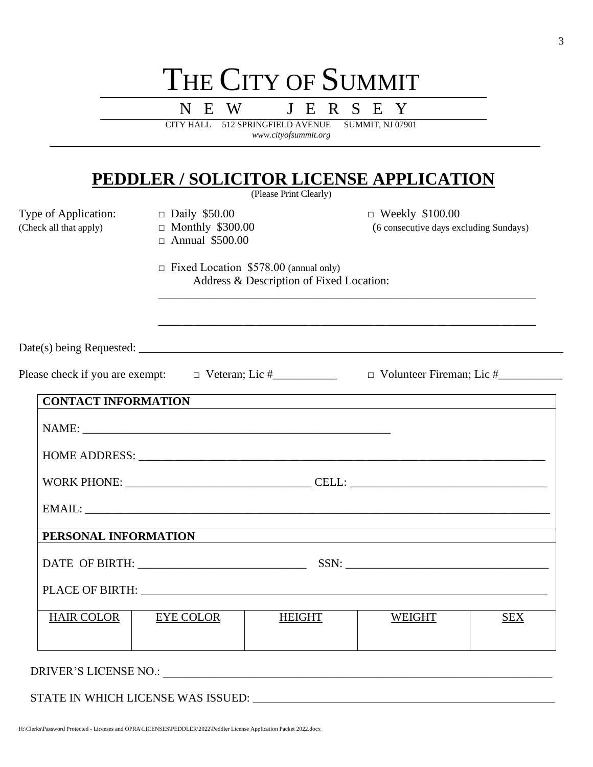# THE CITY OF SUMMIT

## N E W J E R S E Y

CITY HALL 512 SPRINGFIELD AVENUE SUMMIT, NJ 07901
*www.cityofsummit.org*

## PEDDLER / SOLICITOR LICENSE APPLICATION

(Please Print Clearly)

Type of Application:
(Check all that apply)

□ Daily $50.00
□ Monthly $300.00
□ Annual $500.00
□ Weekly $100.00 (6 consecutive days excluding Sundays)

□ Fixed Location $578.00 (annual only)
Address & Description of Fixed Location:

___________________________________________________________________

___________________________________________________________________

Date(s) being Requested: ___________________________________________________________________

Please check if you are exempt: □ Veteran; Lic #___________ □ Volunteer Fireman; Lic #___________

**CONTACT INFORMATION**

NAME: ___________________________________________________

HOME ADDRESS: ___________________________________________________________________

WORK PHONE: ______________________________ CELL: ________________________________

EMAIL: ___________________________________________________________________________

**PERSONAL INFORMATION**

DATE OF BIRTH: ____________________________ SSN: __________________________________

PLACE OF BIRTH: __________________________________________________________________

| HAIR COLOR | EYE COLOR | HEIGHT | WEIGHT | SEX |
|---|---|---|---|---|
| | | | | |

DRIVER'S LICENSE NO.: ______________________________________________________________

STATE IN WHICH LICENSE WAS ISSUED: ____________________________________________________

H:\Clerks\Password Protected - Licenses and OPRA\LICENSES\PEDDLER\2022\Peddler License Application Packet 2022.docx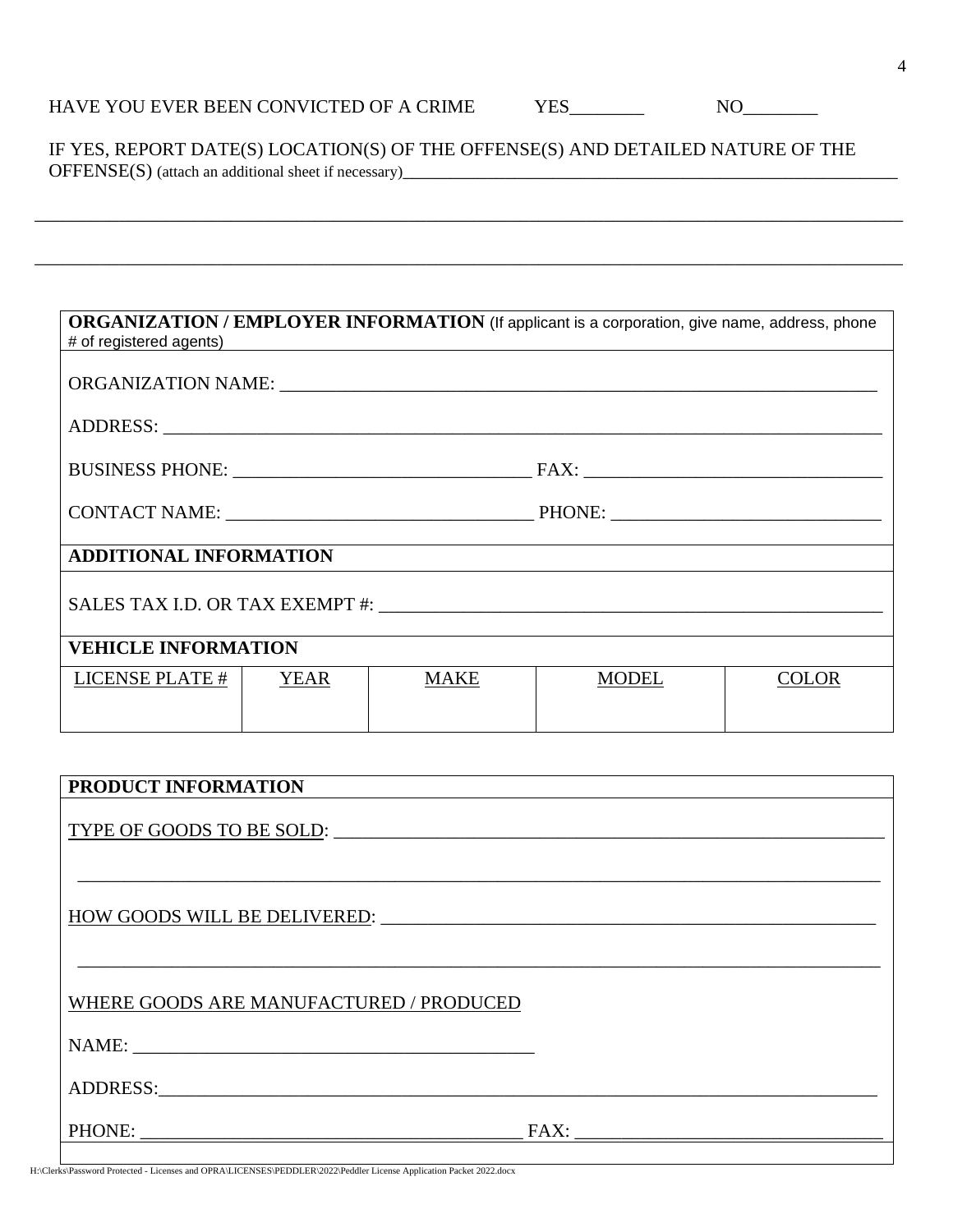HAVE YOU EVER BEEN CONVICTED OF A CRIME YES________ NO________

IF YES, REPORT DATE(S) LOCATION(S) OF THE OFFENSE(S) AND DETAILED NATURE OF THE OFFENSE(S) (attach an additional sheet if necessary)___________________________________________________________

______________________________________________________________________________________________

______________________________________________________________________________________________

**ORGANIZATION / EMPLOYER INFORMATION** (If applicant is a corporation, give name, address, phone # of registered agents)

ORGANIZATION NAME: ___________________________________________________________________

ADDRESS: _____________________________________________________________________________

BUSINESS PHONE: ________________________________ FAX: ________________________________

CONTACT NAME: _________________________________ PHONE: _____________________________

**ADDITIONAL INFORMATION**

SALES TAX I.D. OR TAX EXEMPT #: ______________________________________________________

**VEHICLE INFORMATION**

| LICENSE PLATE # | YEAR | MAKE | MODEL | COLOR |
| --- | --- | --- | --- | --- |
| | | | | |

**PRODUCT INFORMATION**

TYPE OF GOODS TO BE SOLD: ____________________________________________________________

_____________________________________________________________________________________

HOW GOODS WILL BE DELIVERED: ________________________________________________________

_____________________________________________________________________________________

WHERE GOODS ARE MANUFACTURED / PRODUCED

NAME: ____________________________________________

ADDRESS:___________________________________________________________________________

PHONE: __________________________________________ FAX: _________________________________

H:\Clerks\Password Protected - Licenses and OPRA\LICENSES\PEDDLER\2022\Peddler License Application Packet 2022.docx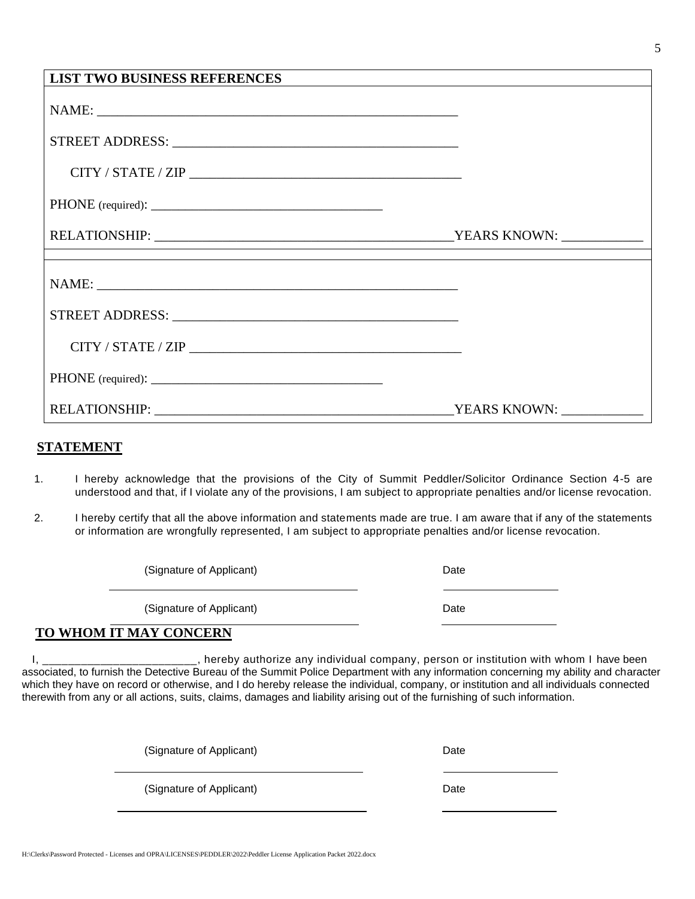## LIST TWO BUSINESS REFERENCES

NAME: ______________________________________________________

STREET ADDRESS: ________________________________________

CITY / STATE / ZIP ________________________________________

PHONE (required): __________________________________

RELATIONSHIP: __________________________________________ YEARS KNOWN: ___________

NAME: ______________________________________________________

STREET ADDRESS: ________________________________________

CITY / STATE / ZIP ________________________________________

PHONE (required): __________________________________

RELATIONSHIP: __________________________________________ YEARS KNOWN: ___________

## STATEMENT

1. I hereby acknowledge that the provisions of the City of Summit Peddler/Solicitor Ordinance Section 4-5 are understood and that, if I violate any of the provisions, I am subject to appropriate penalties and/or license revocation.

2. I hereby certify that all the above information and statements made are true. I am aware that if any of the statements or information are wrongfully represented, I am subject to appropriate penalties and/or license revocation.

(Signature of Applicant) ________________________ Date ____________

(Signature of Applicant) ________________________ Date ____________

## TO WHOM IT MAY CONCERN

I, ________________________, hereby authorize any individual company, person or institution with whom I have been associated, to furnish the Detective Bureau of the Summit Police Department with any information concerning my ability and character which they have on record or otherwise, and I do hereby release the individual, company, or institution and all individuals connected therewith from any or all actions, suits, claims, damages and liability arising out of the furnishing of such information.

(Signature of Applicant) ________________________ Date ____________

(Signature of Applicant) ________________________ Date ____________

H:\Clerks\Password Protected - Licenses and OPRA\LICENSES\PEDDLER\2022\Peddler License Application Packet 2022.docx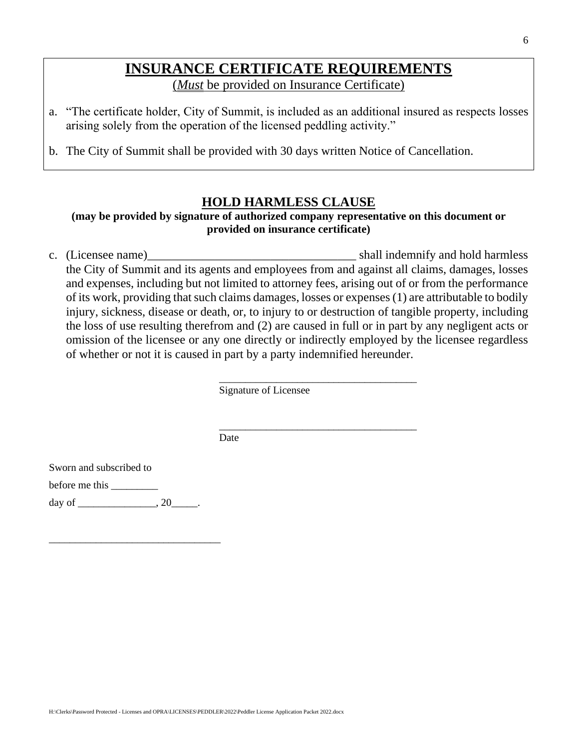## INSURANCE CERTIFICATE REQUIREMENTS

(*Must* be provided on Insurance Certificate)

a. "The certificate holder, City of Summit, is included as an additional insured as respects losses arising solely from the operation of the licensed peddling activity."

b. The City of Summit shall be provided with 30 days written Notice of Cancellation.

## HOLD HARMLESS CLAUSE

**(may be provided by signature of authorized company representative on this document or provided on insurance certificate)**

c. (Licensee name)___________________________________ shall indemnify and hold harmless the City of Summit and its agents and employees from and against all claims, damages, losses and expenses, including but not limited to attorney fees, arising out of or from the performance of its work, providing that such claims damages, losses or expenses (1) are attributable to bodily injury, sickness, disease or death, or, to injury to or destruction of tangible property, including the loss of use resulting therefrom and (2) are caused in full or in part by any negligent acts or omission of the licensee or any one directly or indirectly employed by the licensee regardless of whether or not it is caused in part by a party indemnified hereunder.

_____________________________________
Signature of Licensee

_____________________________________
Date

Sworn and subscribed to

before me this _________

day of _______________, 20_____.

_________________________________

H:\Clerks\Password Protected - Licenses and OPRA\LICENSES\PEDDLER\2022\Peddler License Application Packet 2022.docx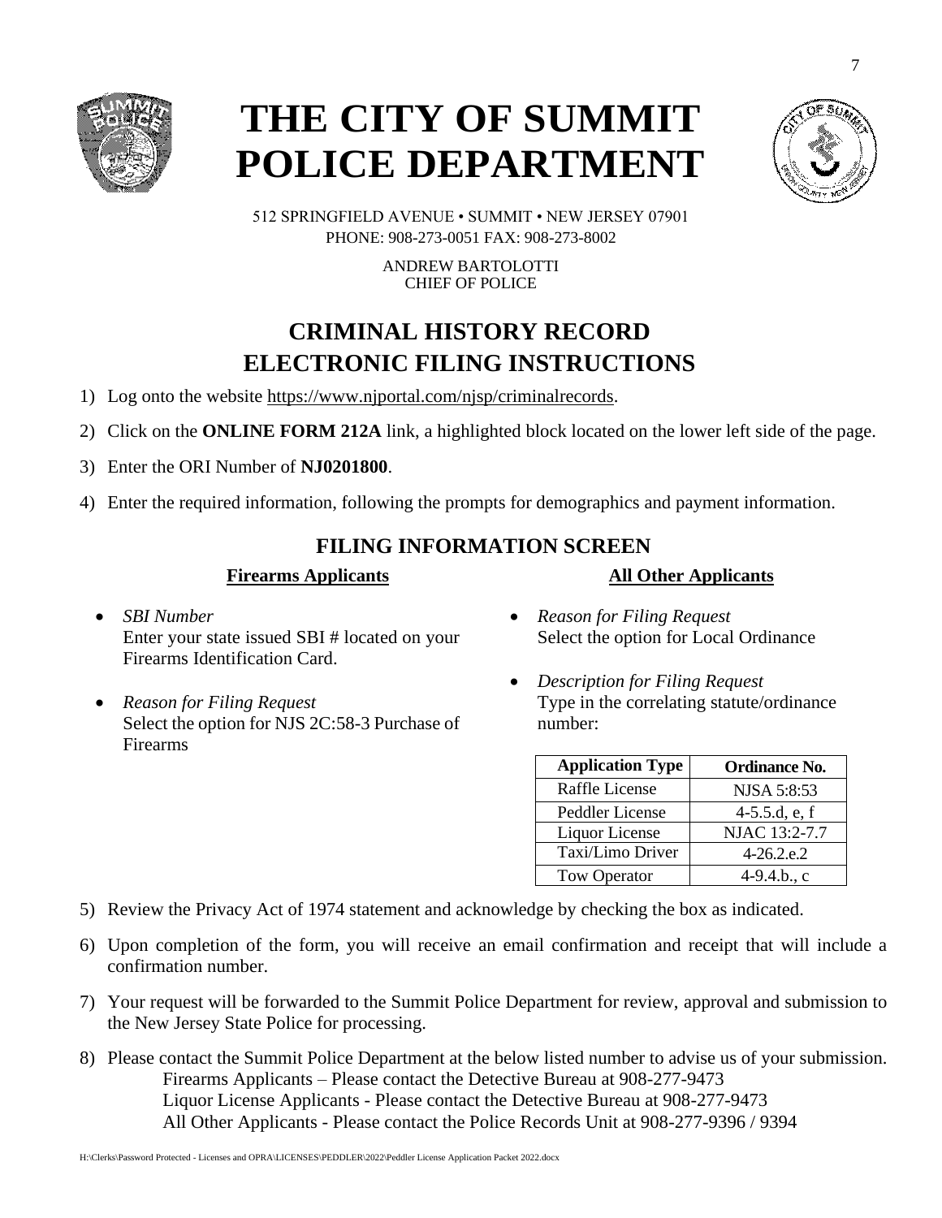# THE CITY OF SUMMIT POLICE DEPARTMENT

512 SPRINGFIELD AVENUE • SUMMIT • NEW JERSEY 07901
PHONE: 908-273-0051 FAX: 908-273-8002

ANDREW BARTOLOTTI
CHIEF OF POLICE

## CRIMINAL HISTORY RECORD ELECTRONIC FILING INSTRUCTIONS

1) Log onto the website https://www.njportal.com/njsp/criminalrecords.
2) Click on the **ONLINE FORM 212A** link, a highlighted block located on the lower left side of the page.
3) Enter the ORI Number of **NJ0201800**.
4) Enter the required information, following the prompts for demographics and payment information.

### FILING INFORMATION SCREEN

**Firearms Applicants**

- *SBI Number*
  Enter your state issued SBI # located on your Firearms Identification Card.
- *Reason for Filing Request*
  Select the option for NJS 2C:58-3 Purchase of Firearms

**All Other Applicants**

- *Reason for Filing Request*
  Select the option for Local Ordinance
- *Description for Filing Request*
  Type in the correlating statute/ordinance number:

| Application Type | Ordinance No. |
|---|---|
| Raffle License | NJSA 5:8:53 |
| Peddler License | 4-5.5.d, e, f |
| Liquor License | NJAC 13:2-7.7 |
| Taxi/Limo Driver | 4-26.2.e.2 |
| Tow Operator | 4-9.4.b., c |

5) Review the Privacy Act of 1974 statement and acknowledge by checking the box as indicated.
6) Upon completion of the form, you will receive an email confirmation and receipt that will include a confirmation number.
7) Your request will be forwarded to the Summit Police Department for review, approval and submission to the New Jersey State Police for processing.
8) Please contact the Summit Police Department at the below listed number to advise us of your submission.
   Firearms Applicants – Please contact the Detective Bureau at 908-277-9473
   Liquor License Applicants - Please contact the Detective Bureau at 908-277-9473
   All Other Applicants - Please contact the Police Records Unit at 908-277-9396 / 9394

H:\Clerks\Password Protected - Licenses and OPRA\LICENSES\PEDDLER\2022\Peddler License Application Packet 2022.docx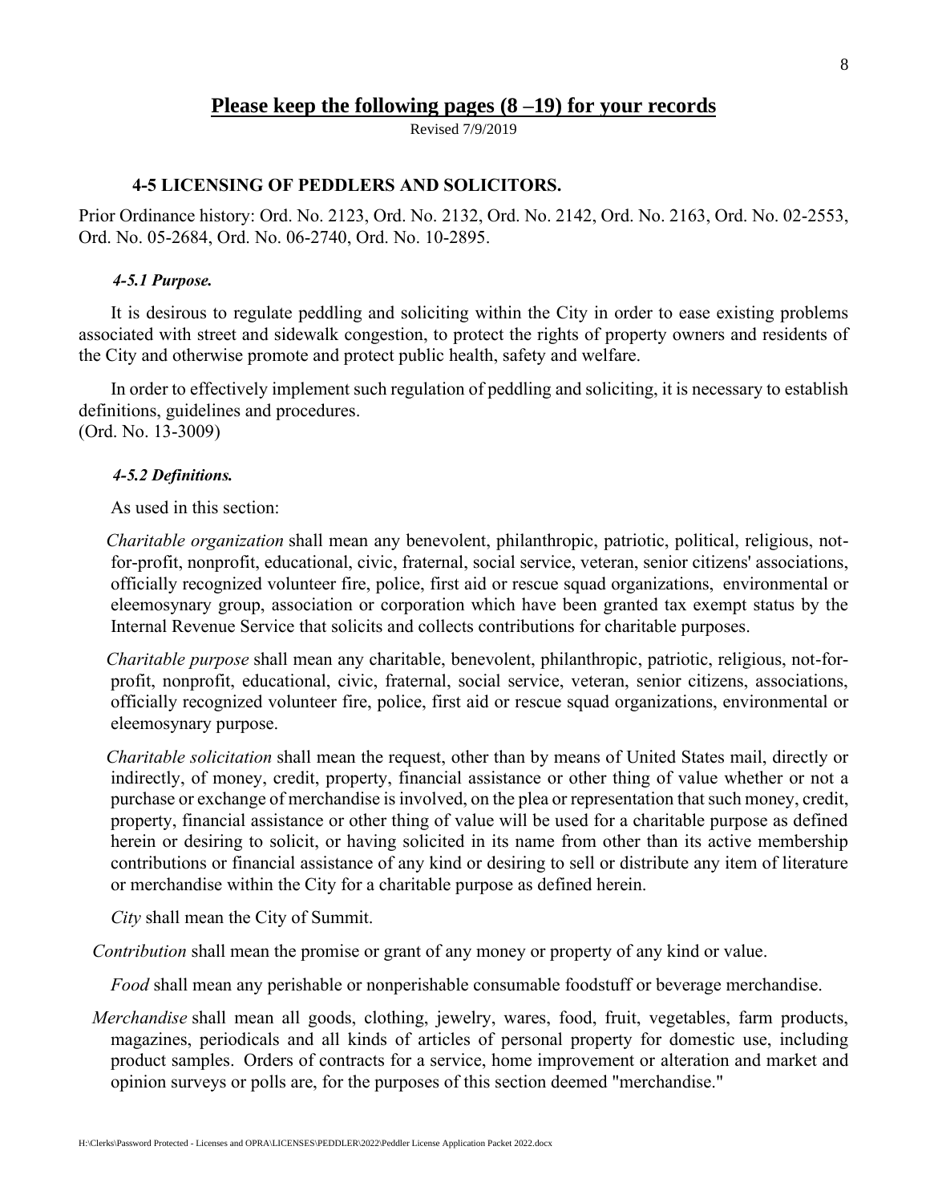## Please keep the following pages (8 –19) for your records

Revised 7/9/2019

### 4-5 LICENSING OF PEDDLERS AND SOLICITORS.

Prior Ordinance history: Ord. No. 2123, Ord. No. 2132, Ord. No. 2142, Ord. No. 2163, Ord. No. 02-2553, Ord. No. 05-2684, Ord. No. 06-2740, Ord. No. 10-2895.

#### *4-5.1 Purpose.*

It is desirous to regulate peddling and soliciting within the City in order to ease existing problems associated with street and sidewalk congestion, to protect the rights of property owners and residents of the City and otherwise promote and protect public health, safety and welfare.

In order to effectively implement such regulation of peddling and soliciting, it is necessary to establish definitions, guidelines and procedures.
(Ord. No. 13-3009)

#### *4-5.2 Definitions.*

As used in this section:

*Charitable organization* shall mean any benevolent, philanthropic, patriotic, political, religious, not-for-profit, nonprofit, educational, civic, fraternal, social service, veteran, senior citizens' associations, officially recognized volunteer fire, police, first aid or rescue squad organizations, environmental or eleemosynary group, association or corporation which have been granted tax exempt status by the Internal Revenue Service that solicits and collects contributions for charitable purposes.

*Charitable purpose* shall mean any charitable, benevolent, philanthropic, patriotic, religious, not-for-profit, nonprofit, educational, civic, fraternal, social service, veteran, senior citizens, associations, officially recognized volunteer fire, police, first aid or rescue squad organizations, environmental or eleemosynary purpose.

*Charitable solicitation* shall mean the request, other than by means of United States mail, directly or indirectly, of money, credit, property, financial assistance or other thing of value whether or not a purchase or exchange of merchandise is involved, on the plea or representation that such money, credit, property, financial assistance or other thing of value will be used for a charitable purpose as defined herein or desiring to solicit, or having solicited in its name from other than its active membership contributions or financial assistance of any kind or desiring to sell or distribute any item of literature or merchandise within the City for a charitable purpose as defined herein.

*City* shall mean the City of Summit.

*Contribution* shall mean the promise or grant of any money or property of any kind or value.

*Food* shall mean any perishable or nonperishable consumable foodstuff or beverage merchandise.

*Merchandise* shall mean all goods, clothing, jewelry, wares, food, fruit, vegetables, farm products, magazines, periodicals and all kinds of articles of personal property for domestic use, including product samples. Orders of contracts for a service, home improvement or alteration and market and opinion surveys or polls are, for the purposes of this section deemed "merchandise."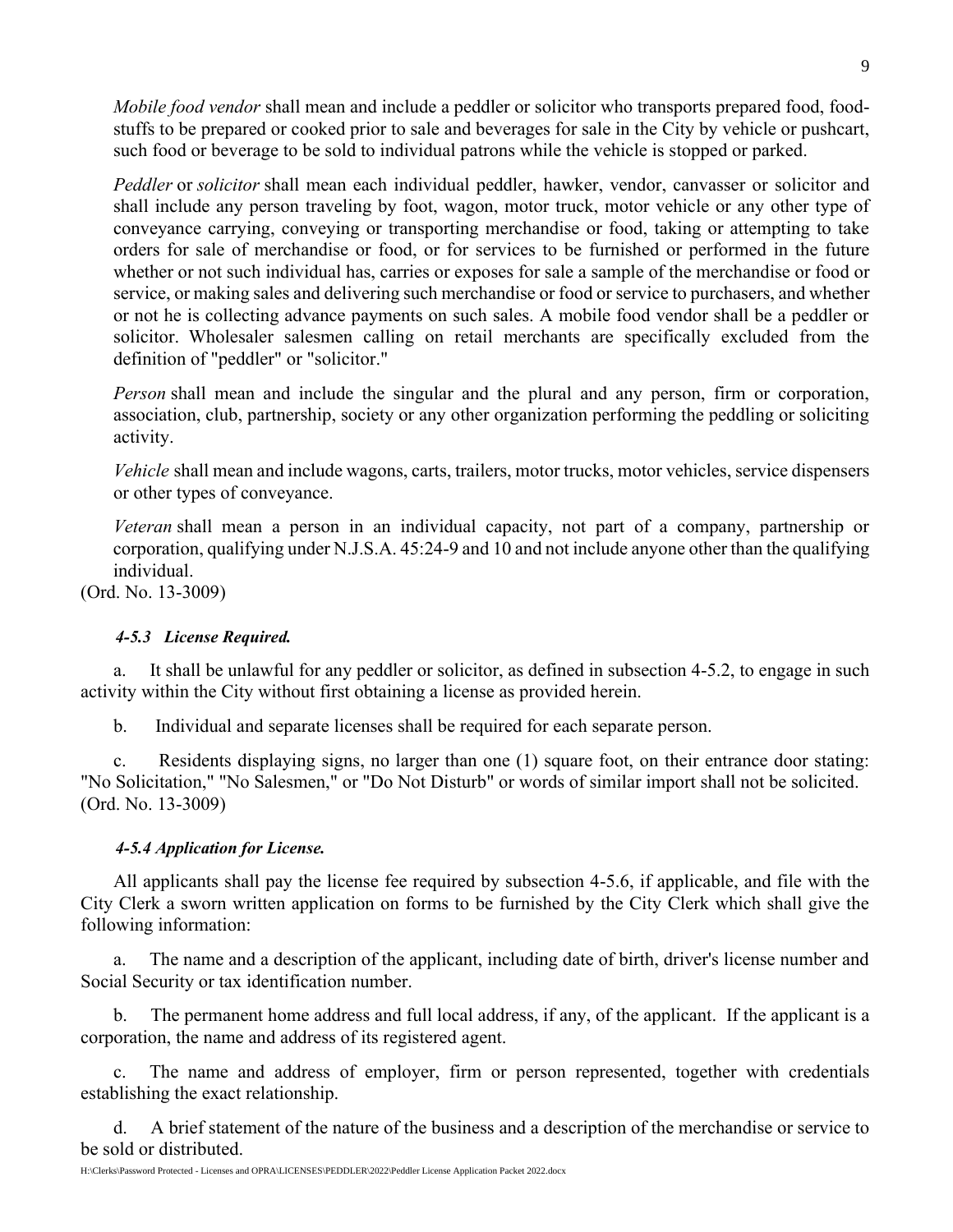*Mobile food vendor* shall mean and include a peddler or solicitor who transports prepared food, food-stuffs to be prepared or cooked prior to sale and beverages for sale in the City by vehicle or pushcart, such food or beverage to be sold to individual patrons while the vehicle is stopped or parked.

*Peddler* or *solicitor* shall mean each individual peddler, hawker, vendor, canvasser or solicitor and shall include any person traveling by foot, wagon, motor truck, motor vehicle or any other type of conveyance carrying, conveying or transporting merchandise or food, taking or attempting to take orders for sale of merchandise or food, or for services to be furnished or performed in the future whether or not such individual has, carries or exposes for sale a sample of the merchandise or food or service, or making sales and delivering such merchandise or food or service to purchasers, and whether or not he is collecting advance payments on such sales. A mobile food vendor shall be a peddler or solicitor. Wholesaler salesmen calling on retail merchants are specifically excluded from the definition of "peddler" or "solicitor."

*Person* shall mean and include the singular and the plural and any person, firm or corporation, association, club, partnership, society or any other organization performing the peddling or soliciting activity.

*Vehicle* shall mean and include wagons, carts, trailers, motor trucks, motor vehicles, service dispensers or other types of conveyance.

*Veteran* shall mean a person in an individual capacity, not part of a company, partnership or corporation, qualifying under N.J.S.A. 45:24-9 and 10 and not include anyone other than the qualifying individual.

(Ord. No. 13-3009)

***4-5.3 License Required.***

a. It shall be unlawful for any peddler or solicitor, as defined in subsection 4-5.2, to engage in such activity within the City without first obtaining a license as provided herein.

b. Individual and separate licenses shall be required for each separate person.

c. Residents displaying signs, no larger than one (1) square foot, on their entrance door stating: "No Solicitation," "No Salesmen," or "Do Not Disturb" or words of similar import shall not be solicited.
(Ord. No. 13-3009)

***4-5.4 Application for License.***

All applicants shall pay the license fee required by subsection 4-5.6, if applicable, and file with the City Clerk a sworn written application on forms to be furnished by the City Clerk which shall give the following information:

a. The name and a description of the applicant, including date of birth, driver's license number and Social Security or tax identification number.

b. The permanent home address and full local address, if any, of the applicant. If the applicant is a corporation, the name and address of its registered agent.

c. The name and address of employer, firm or person represented, together with credentials establishing the exact relationship.

d. A brief statement of the nature of the business and a description of the merchandise or service to be sold or distributed.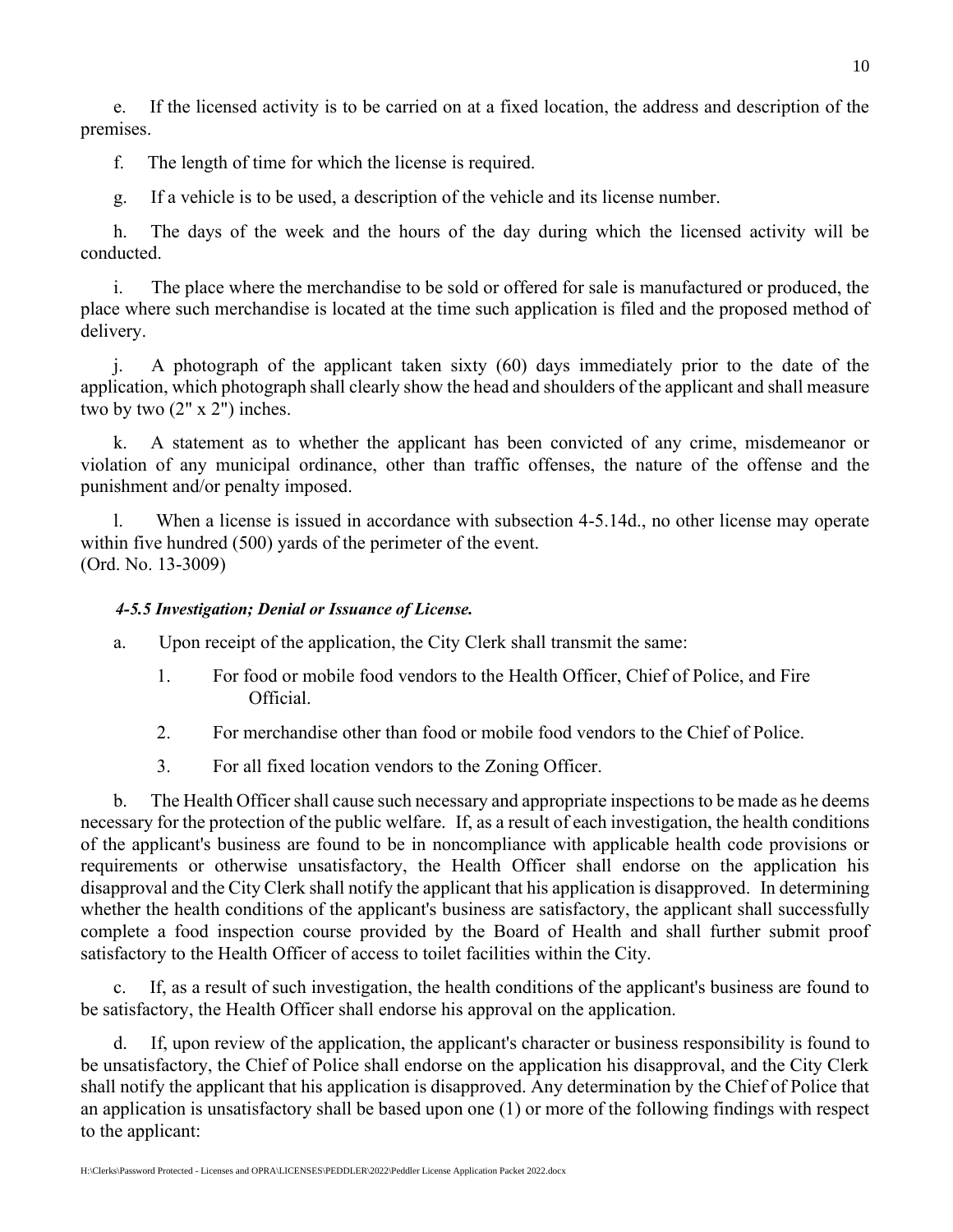e. If the licensed activity is to be carried on at a fixed location, the address and description of the premises.

f. The length of time for which the license is required.

g. If a vehicle is to be used, a description of the vehicle and its license number.

h. The days of the week and the hours of the day during which the licensed activity will be conducted.

i. The place where the merchandise to be sold or offered for sale is manufactured or produced, the place where such merchandise is located at the time such application is filed and the proposed method of delivery.

j. A photograph of the applicant taken sixty (60) days immediately prior to the date of the application, which photograph shall clearly show the head and shoulders of the applicant and shall measure two by two (2" x 2") inches.

k. A statement as to whether the applicant has been convicted of any crime, misdemeanor or violation of any municipal ordinance, other than traffic offenses, the nature of the offense and the punishment and/or penalty imposed.

l. When a license is issued in accordance with subsection 4-5.14d., no other license may operate within five hundred (500) yards of the perimeter of the event.
(Ord. No. 13-3009)

***4-5.5 Investigation; Denial or Issuance of License.***

a. Upon receipt of the application, the City Clerk shall transmit the same:

1. For food or mobile food vendors to the Health Officer, Chief of Police, and Fire Official.
2. For merchandise other than food or mobile food vendors to the Chief of Police.
3. For all fixed location vendors to the Zoning Officer.

b. The Health Officer shall cause such necessary and appropriate inspections to be made as he deems necessary for the protection of the public welfare. If, as a result of each investigation, the health conditions of the applicant's business are found to be in noncompliance with applicable health code provisions or requirements or otherwise unsatisfactory, the Health Officer shall endorse on the application his disapproval and the City Clerk shall notify the applicant that his application is disapproved. In determining whether the health conditions of the applicant's business are satisfactory, the applicant shall successfully complete a food inspection course provided by the Board of Health and shall further submit proof satisfactory to the Health Officer of access to toilet facilities within the City.

c. If, as a result of such investigation, the health conditions of the applicant's business are found to be satisfactory, the Health Officer shall endorse his approval on the application.

d. If, upon review of the application, the applicant's character or business responsibility is found to be unsatisfactory, the Chief of Police shall endorse on the application his disapproval, and the City Clerk shall notify the applicant that his application is disapproved. Any determination by the Chief of Police that an application is unsatisfactory shall be based upon one (1) or more of the following findings with respect to the applicant: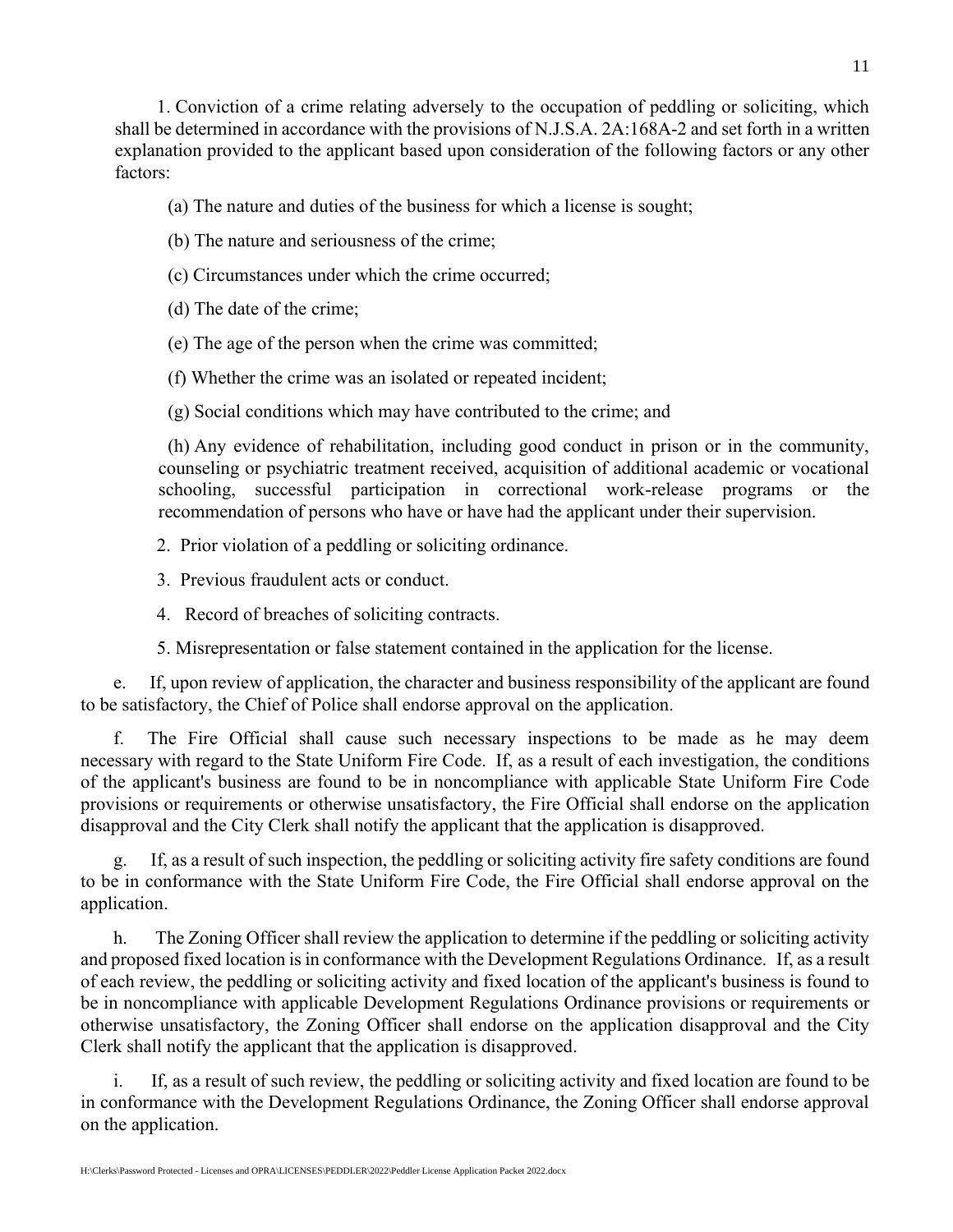1. Conviction of a crime relating adversely to the occupation of peddling or soliciting, which shall be determined in accordance with the provisions of N.J.S.A. 2A:168A-2 and set forth in a written explanation provided to the applicant based upon consideration of the following factors or any other factors:

(a) The nature and duties of the business for which a license is sought;

(b) The nature and seriousness of the crime;

(c) Circumstances under which the crime occurred;

(d) The date of the crime;

(e) The age of the person when the crime was committed;

(f) Whether the crime was an isolated or repeated incident;

(g) Social conditions which may have contributed to the crime; and

(h) Any evidence of rehabilitation, including good conduct in prison or in the community, counseling or psychiatric treatment received, acquisition of additional academic or vocational schooling, successful participation in correctional work-release programs or the recommendation of persons who have or have had the applicant under their supervision.

2. Prior violation of a peddling or soliciting ordinance.

3. Previous fraudulent acts or conduct.

4. Record of breaches of soliciting contracts.

5. Misrepresentation or false statement contained in the application for the license.

e. If, upon review of application, the character and business responsibility of the applicant are found to be satisfactory, the Chief of Police shall endorse approval on the application.

f. The Fire Official shall cause such necessary inspections to be made as he may deem necessary with regard to the State Uniform Fire Code. If, as a result of each investigation, the conditions of the applicant's business are found to be in noncompliance with applicable State Uniform Fire Code provisions or requirements or otherwise unsatisfactory, the Fire Official shall endorse on the application disapproval and the City Clerk shall notify the applicant that the application is disapproved.

g. If, as a result of such inspection, the peddling or soliciting activity fire safety conditions are found to be in conformance with the State Uniform Fire Code, the Fire Official shall endorse approval on the application.

h. The Zoning Officer shall review the application to determine if the peddling or soliciting activity and proposed fixed location is in conformance with the Development Regulations Ordinance. If, as a result of each review, the peddling or soliciting activity and fixed location of the applicant's business is found to be in noncompliance with applicable Development Regulations Ordinance provisions or requirements or otherwise unsatisfactory, the Zoning Officer shall endorse on the application disapproval and the City Clerk shall notify the applicant that the application is disapproved.

i. If, as a result of such review, the peddling or soliciting activity and fixed location are found to be in conformance with the Development Regulations Ordinance, the Zoning Officer shall endorse approval on the application.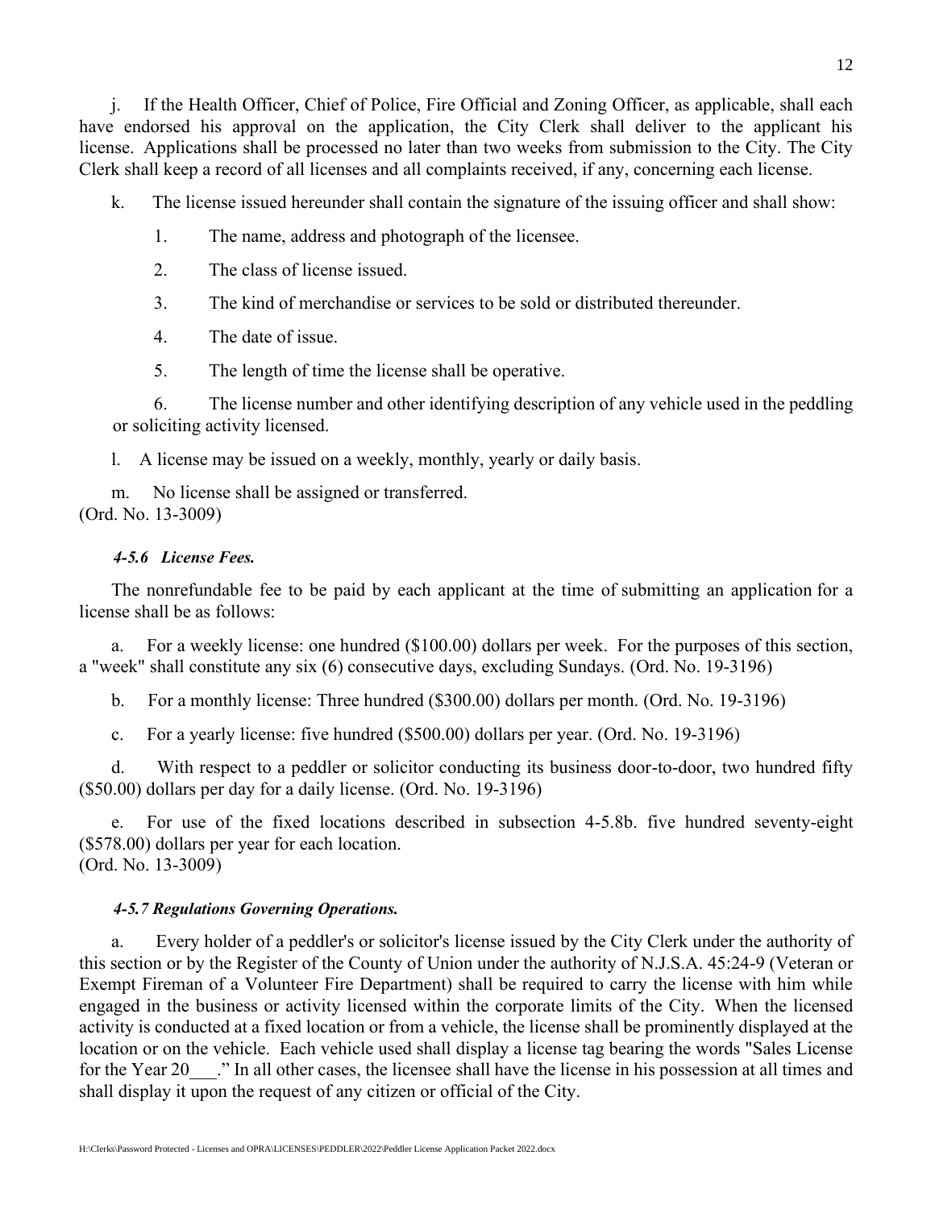j. If the Health Officer, Chief of Police, Fire Official and Zoning Officer, as applicable, shall each have endorsed his approval on the application, the City Clerk shall deliver to the applicant his license. Applications shall be processed no later than two weeks from submission to the City. The City Clerk shall keep a record of all licenses and all complaints received, if any, concerning each license.

k. The license issued hereunder shall contain the signature of the issuing officer and shall show:

1. The name, address and photograph of the licensee.

2. The class of license issued.

3. The kind of merchandise or services to be sold or distributed thereunder.

4. The date of issue.

5. The length of time the license shall be operative.

6. The license number and other identifying description of any vehicle used in the peddling or soliciting activity licensed.

l. A license may be issued on a weekly, monthly, yearly or daily basis.

m. No license shall be assigned or transferred.
(Ord. No. 13-3009)

***4-5.6 License Fees.***

The nonrefundable fee to be paid by each applicant at the time of submitting an application for a license shall be as follows:

a. For a weekly license: one hundred ($100.00) dollars per week. For the purposes of this section, a "week" shall constitute any six (6) consecutive days, excluding Sundays. (Ord. No. 19-3196)

b. For a monthly license: Three hundred ($300.00) dollars per month. (Ord. No. 19-3196)

c. For a yearly license: five hundred ($500.00) dollars per year. (Ord. No. 19-3196)

d. With respect to a peddler or solicitor conducting its business door-to-door, two hundred fifty ($50.00) dollars per day for a daily license. (Ord. No. 19-3196)

e. For use of the fixed locations described in subsection 4-5.8b. five hundred seventy-eight ($578.00) dollars per year for each location.
(Ord. No. 13-3009)

***4-5.7 Regulations Governing Operations.***

a. Every holder of a peddler's or solicitor's license issued by the City Clerk under the authority of this section or by the Register of the County of Union under the authority of N.J.S.A. 45:24-9 (Veteran or Exempt Fireman of a Volunteer Fire Department) shall be required to carry the license with him while engaged in the business or activity licensed within the corporate limits of the City. When the licensed activity is conducted at a fixed location or from a vehicle, the license shall be prominently displayed at the location or on the vehicle. Each vehicle used shall display a license tag bearing the words "Sales License for the Year 20___." In all other cases, the licensee shall have the license in his possession at all times and shall display it upon the request of any citizen or official of the City.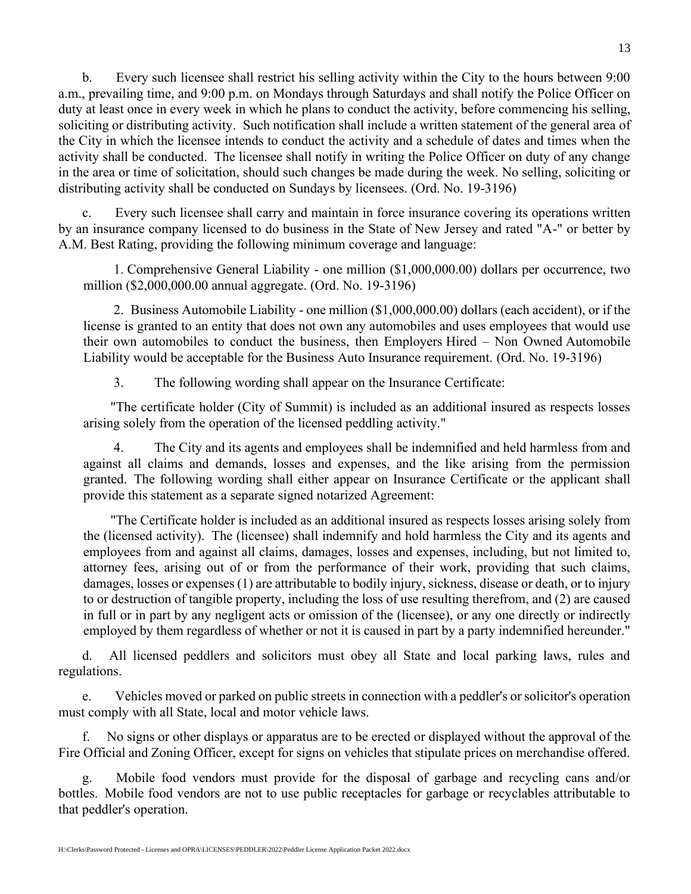b. Every such licensee shall restrict his selling activity within the City to the hours between 9:00 a.m., prevailing time, and 9:00 p.m. on Mondays through Saturdays and shall notify the Police Officer on duty at least once in every week in which he plans to conduct the activity, before commencing his selling, soliciting or distributing activity. Such notification shall include a written statement of the general area of the City in which the licensee intends to conduct the activity and a schedule of dates and times when the activity shall be conducted. The licensee shall notify in writing the Police Officer on duty of any change in the area or time of solicitation, should such changes be made during the week. No selling, soliciting or distributing activity shall be conducted on Sundays by licensees. (Ord. No. 19-3196)

c. Every such licensee shall carry and maintain in force insurance covering its operations written by an insurance company licensed to do business in the State of New Jersey and rated "A-" or better by A.M. Best Rating, providing the following minimum coverage and language:

1. Comprehensive General Liability - one million ($1,000,000.00) dollars per occurrence, two million ($2,000,000.00 annual aggregate. (Ord. No. 19-3196)

2. Business Automobile Liability - one million ($1,000,000.00) dollars (each accident), or if the license is granted to an entity that does not own any automobiles and uses employees that would use their own automobiles to conduct the business, then Employers Hired – Non Owned Automobile Liability would be acceptable for the Business Auto Insurance requirement. (Ord. No. 19-3196)

3. The following wording shall appear on the Insurance Certificate:

"The certificate holder (City of Summit) is included as an additional insured as respects losses arising solely from the operation of the licensed peddling activity."

4. The City and its agents and employees shall be indemnified and held harmless from and against all claims and demands, losses and expenses, and the like arising from the permission granted. The following wording shall either appear on Insurance Certificate or the applicant shall provide this statement as a separate signed notarized Agreement:

"The Certificate holder is included as an additional insured as respects losses arising solely from the (licensed activity). The (licensee) shall indemnify and hold harmless the City and its agents and employees from and against all claims, damages, losses and expenses, including, but not limited to, attorney fees, arising out of or from the performance of their work, providing that such claims, damages, losses or expenses (1) are attributable to bodily injury, sickness, disease or death, or to injury to or destruction of tangible property, including the loss of use resulting therefrom, and (2) are caused in full or in part by any negligent acts or omission of the (licensee), or any one directly or indirectly employed by them regardless of whether or not it is caused in part by a party indemnified hereunder."

d. All licensed peddlers and solicitors must obey all State and local parking laws, rules and regulations.

e. Vehicles moved or parked on public streets in connection with a peddler's or solicitor's operation must comply with all State, local and motor vehicle laws.

f. No signs or other displays or apparatus are to be erected or displayed without the approval of the Fire Official and Zoning Officer, except for signs on vehicles that stipulate prices on merchandise offered.

g. Mobile food vendors must provide for the disposal of garbage and recycling cans and/or bottles. Mobile food vendors are not to use public receptacles for garbage or recyclables attributable to that peddler's operation.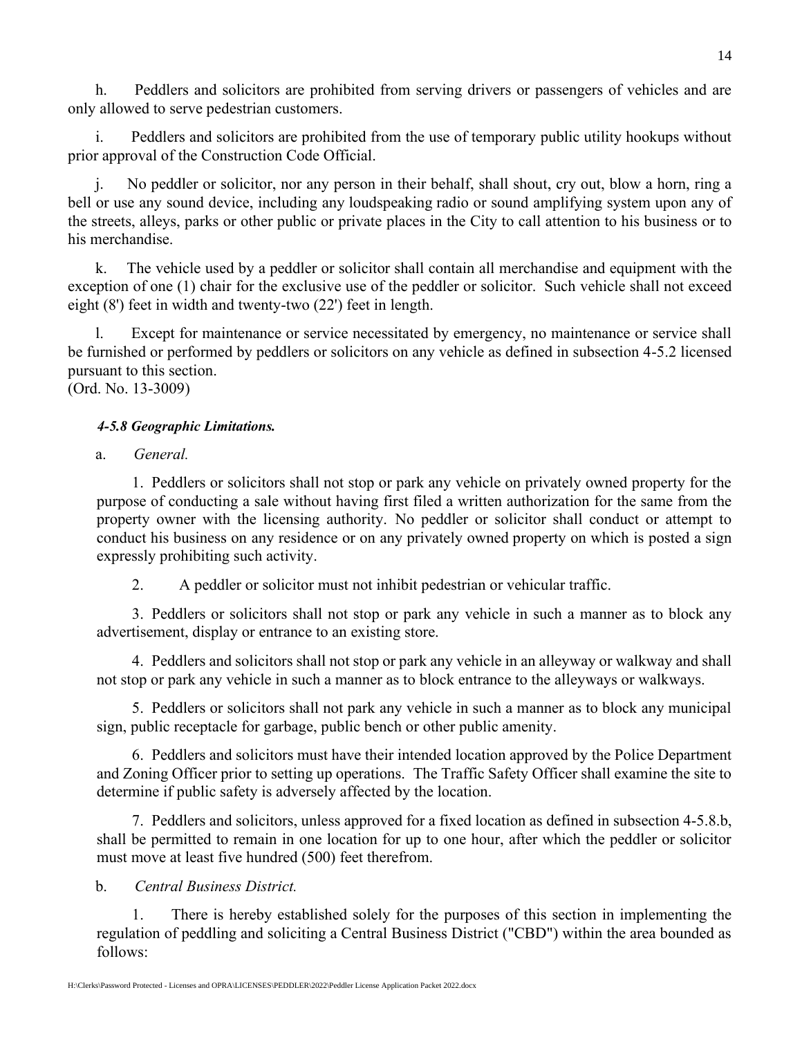h. Peddlers and solicitors are prohibited from serving drivers or passengers of vehicles and are only allowed to serve pedestrian customers.

i. Peddlers and solicitors are prohibited from the use of temporary public utility hookups without prior approval of the Construction Code Official.

j. No peddler or solicitor, nor any person in their behalf, shall shout, cry out, blow a horn, ring a bell or use any sound device, including any loudspeaking radio or sound amplifying system upon any of the streets, alleys, parks or other public or private places in the City to call attention to his business or to his merchandise.

k. The vehicle used by a peddler or solicitor shall contain all merchandise and equipment with the exception of one (1) chair for the exclusive use of the peddler or solicitor. Such vehicle shall not exceed eight (8') feet in width and twenty-two (22') feet in length.

l. Except for maintenance or service necessitated by emergency, no maintenance or service shall be furnished or performed by peddlers or solicitors on any vehicle as defined in subsection 4-5.2 licensed pursuant to this section.
(Ord. No. 13-3009)

***4-5.8 Geographic Limitations.***

a. *General.*

1. Peddlers or solicitors shall not stop or park any vehicle on privately owned property for the purpose of conducting a sale without having first filed a written authorization for the same from the property owner with the licensing authority. No peddler or solicitor shall conduct or attempt to conduct his business on any residence or on any privately owned property on which is posted a sign expressly prohibiting such activity.

2. A peddler or solicitor must not inhibit pedestrian or vehicular traffic.

3. Peddlers or solicitors shall not stop or park any vehicle in such a manner as to block any advertisement, display or entrance to an existing store.

4. Peddlers and solicitors shall not stop or park any vehicle in an alleyway or walkway and shall not stop or park any vehicle in such a manner as to block entrance to the alleyways or walkways.

5. Peddlers or solicitors shall not park any vehicle in such a manner as to block any municipal sign, public receptacle for garbage, public bench or other public amenity.

6. Peddlers and solicitors must have their intended location approved by the Police Department and Zoning Officer prior to setting up operations. The Traffic Safety Officer shall examine the site to determine if public safety is adversely affected by the location.

7. Peddlers and solicitors, unless approved for a fixed location as defined in subsection 4-5.8.b, shall be permitted to remain in one location for up to one hour, after which the peddler or solicitor must move at least five hundred (500) feet therefrom.

b. *Central Business District.*

1. There is hereby established solely for the purposes of this section in implementing the regulation of peddling and soliciting a Central Business District ("CBD") within the area bounded as follows: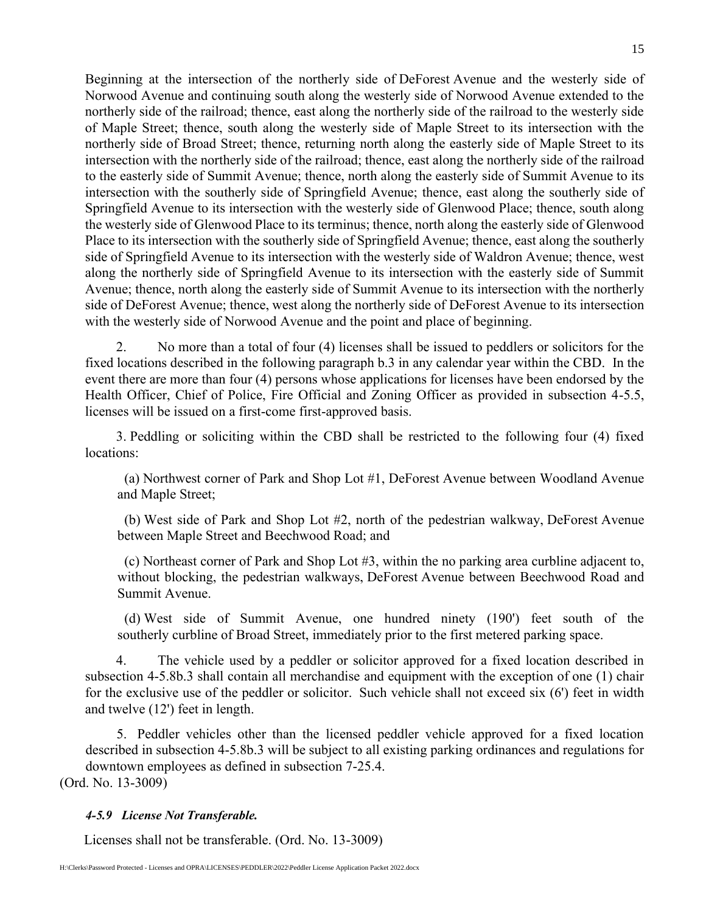Beginning at the intersection of the northerly side of DeForest Avenue and the westerly side of Norwood Avenue and continuing south along the westerly side of Norwood Avenue extended to the northerly side of the railroad; thence, east along the northerly side of the railroad to the westerly side of Maple Street; thence, south along the westerly side of Maple Street to its intersection with the northerly side of Broad Street; thence, returning north along the easterly side of Maple Street to its intersection with the northerly side of the railroad; thence, east along the northerly side of the railroad to the easterly side of Summit Avenue; thence, north along the easterly side of Summit Avenue to its intersection with the southerly side of Springfield Avenue; thence, east along the southerly side of Springfield Avenue to its intersection with the westerly side of Glenwood Place; thence, south along the westerly side of Glenwood Place to its terminus; thence, north along the easterly side of Glenwood Place to its intersection with the southerly side of Springfield Avenue; thence, east along the southerly side of Springfield Avenue to its intersection with the westerly side of Waldron Avenue; thence, west along the northerly side of Springfield Avenue to its intersection with the easterly side of Summit Avenue; thence, north along the easterly side of Summit Avenue to its intersection with the northerly side of DeForest Avenue; thence, west along the northerly side of DeForest Avenue to its intersection with the westerly side of Norwood Avenue and the point and place of beginning.

2. No more than a total of four (4) licenses shall be issued to peddlers or solicitors for the fixed locations described in the following paragraph b.3 in any calendar year within the CBD. In the event there are more than four (4) persons whose applications for licenses have been endorsed by the Health Officer, Chief of Police, Fire Official and Zoning Officer as provided in subsection 4-5.5, licenses will be issued on a first-come first-approved basis.

3. Peddling or soliciting within the CBD shall be restricted to the following four (4) fixed locations:

(a) Northwest corner of Park and Shop Lot #1, DeForest Avenue between Woodland Avenue and Maple Street;

(b) West side of Park and Shop Lot #2, north of the pedestrian walkway, DeForest Avenue between Maple Street and Beechwood Road; and

(c) Northeast corner of Park and Shop Lot #3, within the no parking area curbline adjacent to, without blocking, the pedestrian walkways, DeForest Avenue between Beechwood Road and Summit Avenue.

(d) West side of Summit Avenue, one hundred ninety (190') feet south of the southerly curbline of Broad Street, immediately prior to the first metered parking space.

4. The vehicle used by a peddler or solicitor approved for a fixed location described in subsection 4-5.8b.3 shall contain all merchandise and equipment with the exception of one (1) chair for the exclusive use of the peddler or solicitor. Such vehicle shall not exceed six (6') feet in width and twelve (12') feet in length.

5. Peddler vehicles other than the licensed peddler vehicle approved for a fixed location described in subsection 4-5.8b.3 will be subject to all existing parking ordinances and regulations for downtown employees as defined in subsection 7-25.4.

(Ord. No. 13-3009)

***4-5.9 License Not Transferable.***

Licenses shall not be transferable. (Ord. No. 13-3009)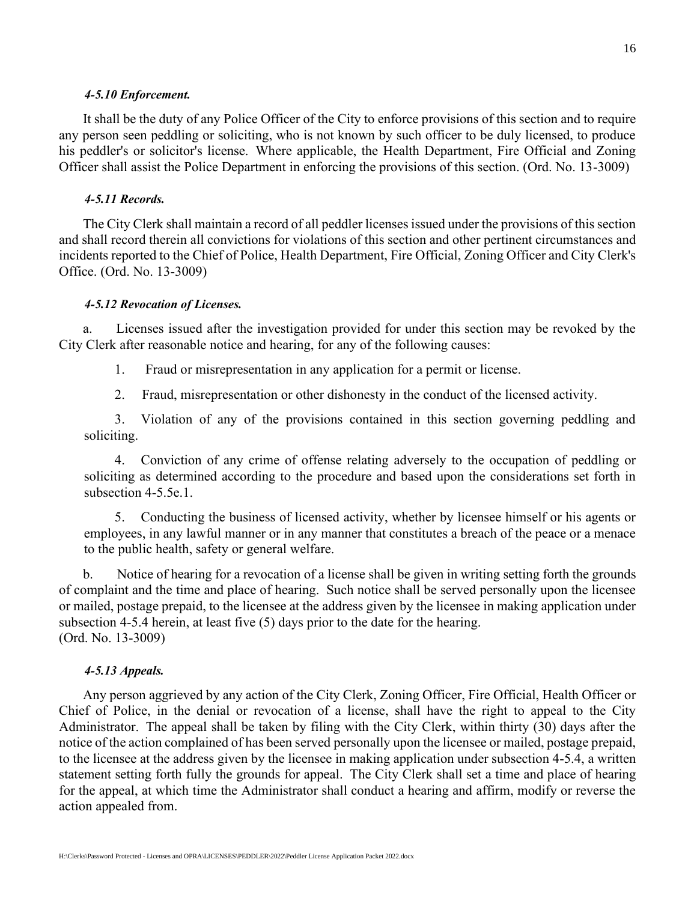***4-5.10 Enforcement.***

It shall be the duty of any Police Officer of the City to enforce provisions of this section and to require any person seen peddling or soliciting, who is not known by such officer to be duly licensed, to produce his peddler's or solicitor's license. Where applicable, the Health Department, Fire Official and Zoning Officer shall assist the Police Department in enforcing the provisions of this section. (Ord. No. 13-3009)

***4-5.11 Records.***

The City Clerk shall maintain a record of all peddler licenses issued under the provisions of this section and shall record therein all convictions for violations of this section and other pertinent circumstances and incidents reported to the Chief of Police, Health Department, Fire Official, Zoning Officer and City Clerk's Office. (Ord. No. 13-3009)

***4-5.12 Revocation of Licenses.***

a. Licenses issued after the investigation provided for under this section may be revoked by the City Clerk after reasonable notice and hearing, for any of the following causes:

1. Fraud or misrepresentation in any application for a permit or license.

2. Fraud, misrepresentation or other dishonesty in the conduct of the licensed activity.

3. Violation of any of the provisions contained in this section governing peddling and soliciting.

4. Conviction of any crime of offense relating adversely to the occupation of peddling or soliciting as determined according to the procedure and based upon the considerations set forth in subsection 4-5.5e.1.

5. Conducting the business of licensed activity, whether by licensee himself or his agents or employees, in any lawful manner or in any manner that constitutes a breach of the peace or a menace to the public health, safety or general welfare.

b. Notice of hearing for a revocation of a license shall be given in writing setting forth the grounds of complaint and the time and place of hearing. Such notice shall be served personally upon the licensee or mailed, postage prepaid, to the licensee at the address given by the licensee in making application under subsection 4-5.4 herein, at least five (5) days prior to the date for the hearing.
(Ord. No. 13-3009)

***4-5.13 Appeals.***

Any person aggrieved by any action of the City Clerk, Zoning Officer, Fire Official, Health Officer or Chief of Police, in the denial or revocation of a license, shall have the right to appeal to the City Administrator. The appeal shall be taken by filing with the City Clerk, within thirty (30) days after the notice of the action complained of has been served personally upon the licensee or mailed, postage prepaid, to the licensee at the address given by the licensee in making application under subsection 4-5.4, a written statement setting forth fully the grounds for appeal. The City Clerk shall set a time and place of hearing for the appeal, at which time the Administrator shall conduct a hearing and affirm, modify or reverse the action appealed from.

H:\Clerks\Password Protected - Licenses and OPRA\LICENSES\PEDDLER\2022\Peddler License Application Packet 2022.docx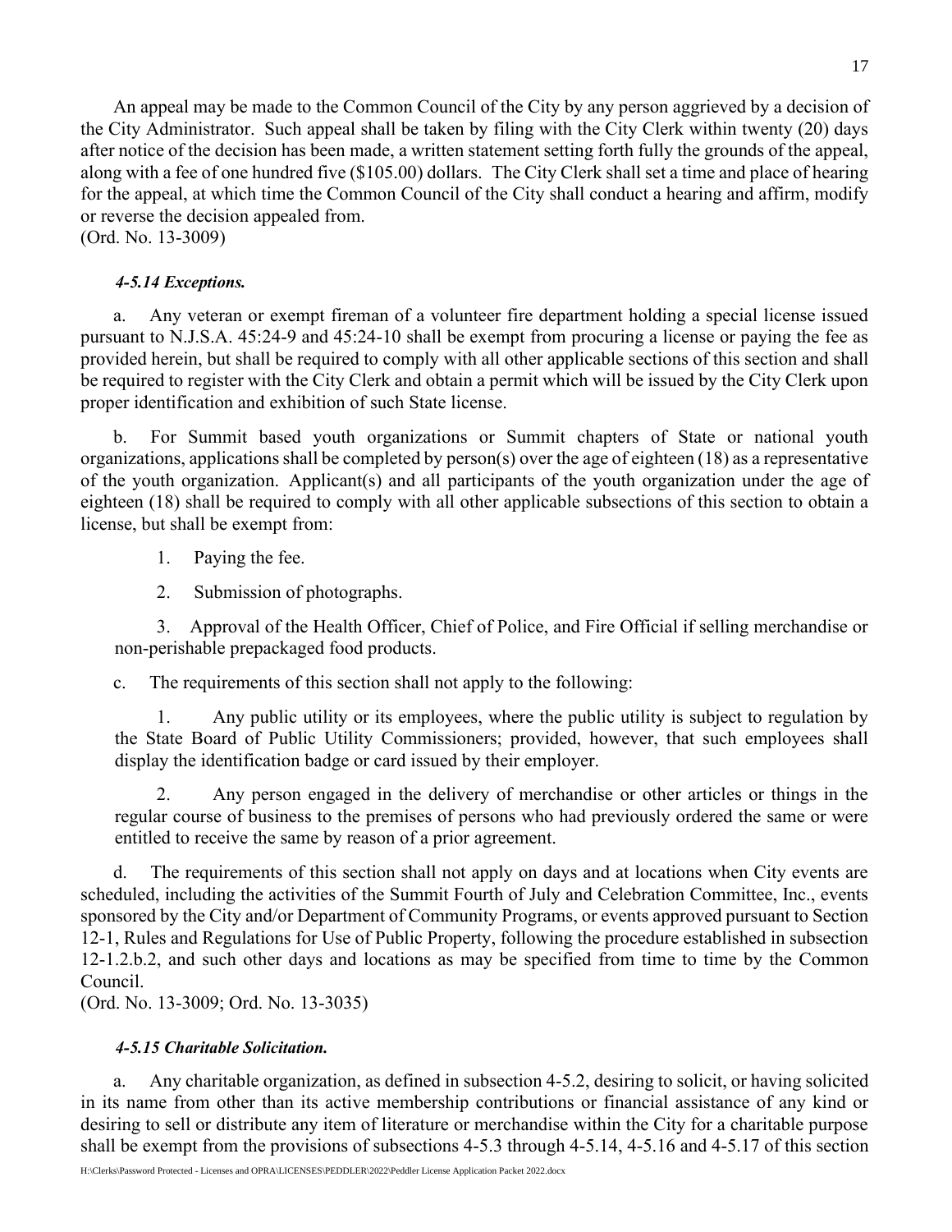An appeal may be made to the Common Council of the City by any person aggrieved by a decision of the City Administrator. Such appeal shall be taken by filing with the City Clerk within twenty (20) days after notice of the decision has been made, a written statement setting forth fully the grounds of the appeal, along with a fee of one hundred five ($105.00) dollars. The City Clerk shall set a time and place of hearing for the appeal, at which time the Common Council of the City shall conduct a hearing and affirm, modify or reverse the decision appealed from.
(Ord. No. 13-3009)

***4-5.14 Exceptions.***

a. Any veteran or exempt fireman of a volunteer fire department holding a special license issued pursuant to N.J.S.A. 45:24-9 and 45:24-10 shall be exempt from procuring a license or paying the fee as provided herein, but shall be required to comply with all other applicable sections of this section and shall be required to register with the City Clerk and obtain a permit which will be issued by the City Clerk upon proper identification and exhibition of such State license.

b. For Summit based youth organizations or Summit chapters of State or national youth organizations, applications shall be completed by person(s) over the age of eighteen (18) as a representative of the youth organization. Applicant(s) and all participants of the youth organization under the age of eighteen (18) shall be required to comply with all other applicable subsections of this section to obtain a license, but shall be exempt from:

1. Paying the fee.

2. Submission of photographs.

3. Approval of the Health Officer, Chief of Police, and Fire Official if selling merchandise or non-perishable prepackaged food products.

c. The requirements of this section shall not apply to the following:

1. Any public utility or its employees, where the public utility is subject to regulation by the State Board of Public Utility Commissioners; provided, however, that such employees shall display the identification badge or card issued by their employer.

2. Any person engaged in the delivery of merchandise or other articles or things in the regular course of business to the premises of persons who had previously ordered the same or were entitled to receive the same by reason of a prior agreement.

d. The requirements of this section shall not apply on days and at locations when City events are scheduled, including the activities of the Summit Fourth of July and Celebration Committee, Inc., events sponsored by the City and/or Department of Community Programs, or events approved pursuant to Section 12-1, Rules and Regulations for Use of Public Property, following the procedure established in subsection 12-1.2.b.2, and such other days and locations as may be specified from time to time by the Common Council.
(Ord. No. 13-3009; Ord. No. 13-3035)

***4-5.15 Charitable Solicitation.***

a. Any charitable organization, as defined in subsection 4-5.2, desiring to solicit, or having solicited in its name from other than its active membership contributions or financial assistance of any kind or desiring to sell or distribute any item of literature or merchandise within the City for a charitable purpose shall be exempt from the provisions of subsections 4-5.3 through 4-5.14, 4-5.16 and 4-5.17 of this section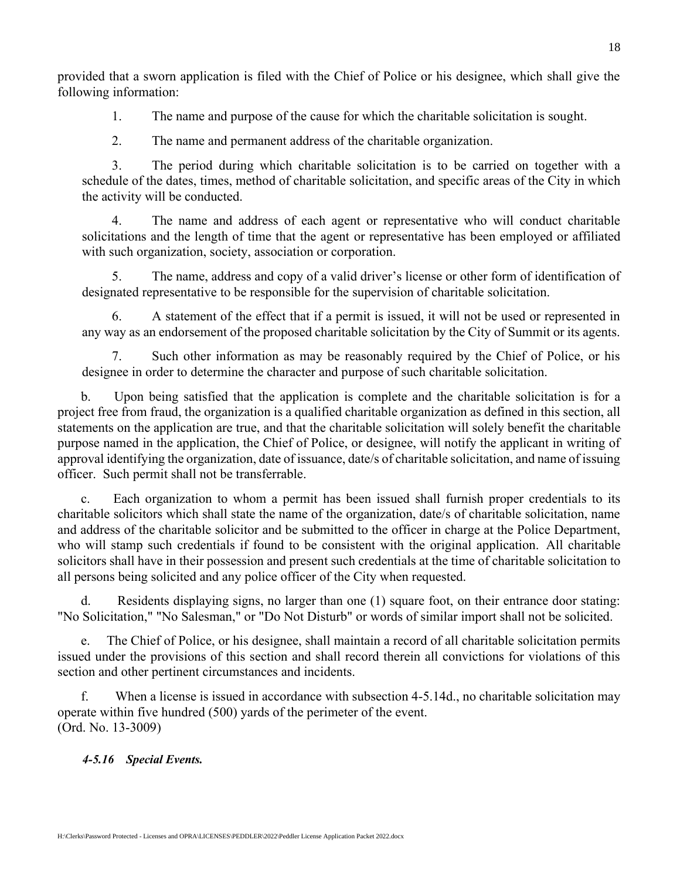provided that a sworn application is filed with the Chief of Police or his designee, which shall give the following information:

1. The name and purpose of the cause for which the charitable solicitation is sought.

2. The name and permanent address of the charitable organization.

3. The period during which charitable solicitation is to be carried on together with a schedule of the dates, times, method of charitable solicitation, and specific areas of the City in which the activity will be conducted.

4. The name and address of each agent or representative who will conduct charitable solicitations and the length of time that the agent or representative has been employed or affiliated with such organization, society, association or corporation.

5. The name, address and copy of a valid driver's license or other form of identification of designated representative to be responsible for the supervision of charitable solicitation.

6. A statement of the effect that if a permit is issued, it will not be used or represented in any way as an endorsement of the proposed charitable solicitation by the City of Summit or its agents.

7. Such other information as may be reasonably required by the Chief of Police, or his designee in order to determine the character and purpose of such charitable solicitation.

b. Upon being satisfied that the application is complete and the charitable solicitation is for a project free from fraud, the organization is a qualified charitable organization as defined in this section, all statements on the application are true, and that the charitable solicitation will solely benefit the charitable purpose named in the application, the Chief of Police, or designee, will notify the applicant in writing of approval identifying the organization, date of issuance, date/s of charitable solicitation, and name of issuing officer. Such permit shall not be transferrable.

c. Each organization to whom a permit has been issued shall furnish proper credentials to its charitable solicitors which shall state the name of the organization, date/s of charitable solicitation, name and address of the charitable solicitor and be submitted to the officer in charge at the Police Department, who will stamp such credentials if found to be consistent with the original application. All charitable solicitors shall have in their possession and present such credentials at the time of charitable solicitation to all persons being solicited and any police officer of the City when requested.

d. Residents displaying signs, no larger than one (1) square foot, on their entrance door stating: "No Solicitation," "No Salesman," or "Do Not Disturb" or words of similar import shall not be solicited.

e. The Chief of Police, or his designee, shall maintain a record of all charitable solicitation permits issued under the provisions of this section and shall record therein all convictions for violations of this section and other pertinent circumstances and incidents.

f. When a license is issued in accordance with subsection 4-5.14d., no charitable solicitation may operate within five hundred (500) yards of the perimeter of the event.
(Ord. No. 13-3009)

***4-5.16 Special Events.***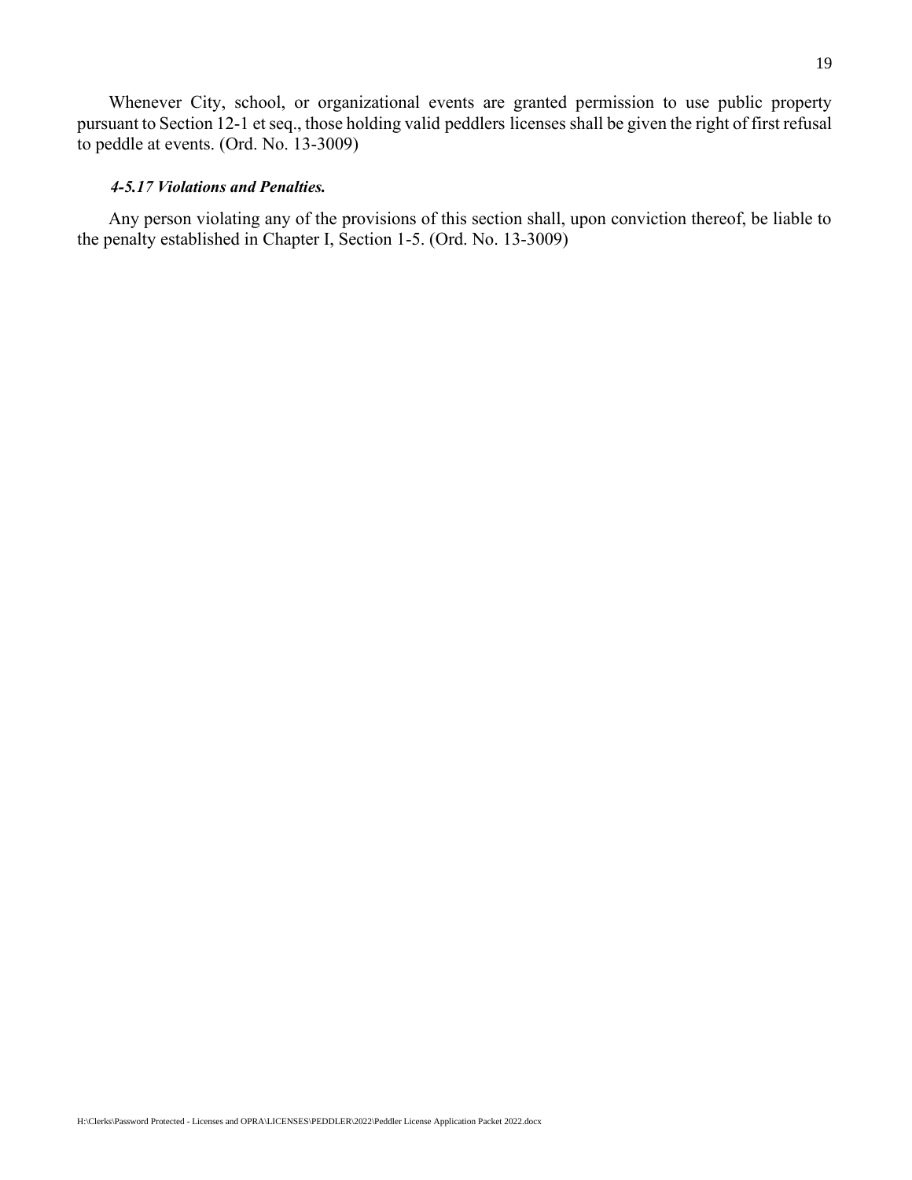Whenever City, school, or organizational events are granted permission to use public property pursuant to Section 12-1 et seq., those holding valid peddlers licenses shall be given the right of first refusal to peddle at events. (Ord. No. 13-3009)

***4-5.17 Violations and Penalties.***

Any person violating any of the provisions of this section shall, upon conviction thereof, be liable to the penalty established in Chapter I, Section 1-5. (Ord. No. 13-3009)